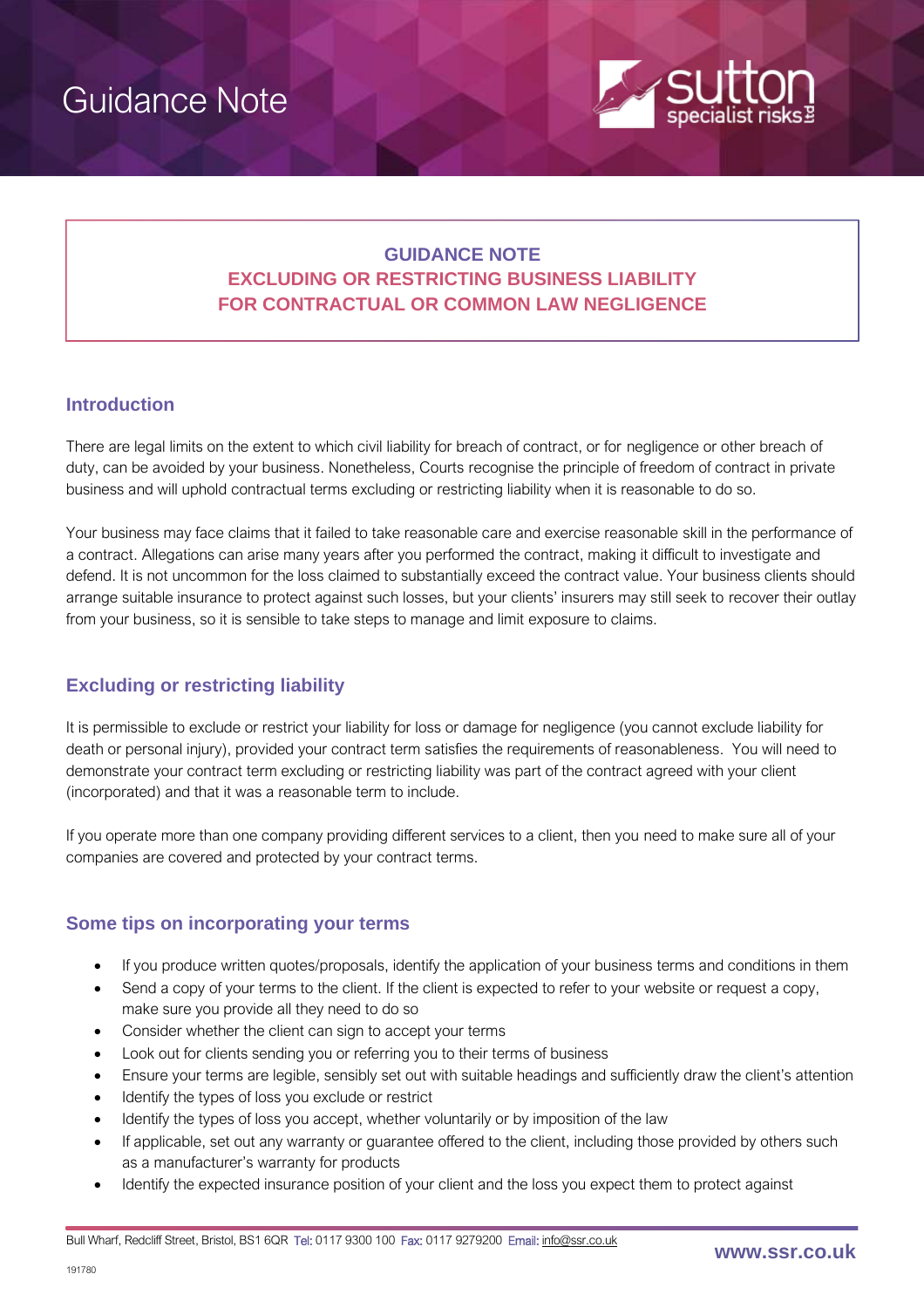# Guidance Note

## GUIDANCE NOTE
## EXCLUDING OR RESTRICTING BUSINESS LIABILITY FOR CONTRACTUAL OR COMMON LAW NEGLIGENCE

### Introduction

There are legal limits on the extent to which civil liability for breach of contract, or for negligence or other breach of duty, can be avoided by your business. Nonetheless, Courts recognise the principle of freedom of contract in private business and will uphold contractual terms excluding or restricting liability when it is reasonable to do so.

Your business may face claims that it failed to take reasonable care and exercise reasonable skill in the performance of a contract. Allegations can arise many years after you performed the contract, making it difficult to investigate and defend. It is not uncommon for the loss claimed to substantially exceed the contract value. Your business clients should arrange suitable insurance to protect against such losses, but your clients' insurers may still seek to recover their outlay from your business, so it is sensible to take steps to manage and limit exposure to claims.

### Excluding or restricting liability

It is permissible to exclude or restrict your liability for loss or damage for negligence (you cannot exclude liability for death or personal injury), provided your contract term satisfies the requirements of reasonableness. You will need to demonstrate your contract term excluding or restricting liability was part of the contract agreed with your client (incorporated) and that it was a reasonable term to include.

If you operate more than one company providing different services to a client, then you need to make sure all of your companies are covered and protected by your contract terms.

### Some tips on incorporating your terms

- If you produce written quotes/proposals, identify the application of your business terms and conditions in them
- Send a copy of your terms to the client. If the client is expected to refer to your website or request a copy, make sure you provide all they need to do so
- Consider whether the client can sign to accept your terms
- Look out for clients sending you or referring you to their terms of business
- Ensure your terms are legible, sensibly set out with suitable headings and sufficiently draw the client's attention
- Identify the types of loss you exclude or restrict
- Identify the types of loss you accept, whether voluntarily or by imposition of the law
- If applicable, set out any warranty or guarantee offered to the client, including those provided by others such as a manufacturer's warranty for products
- Identify the expected insurance position of your client and the loss you expect them to protect against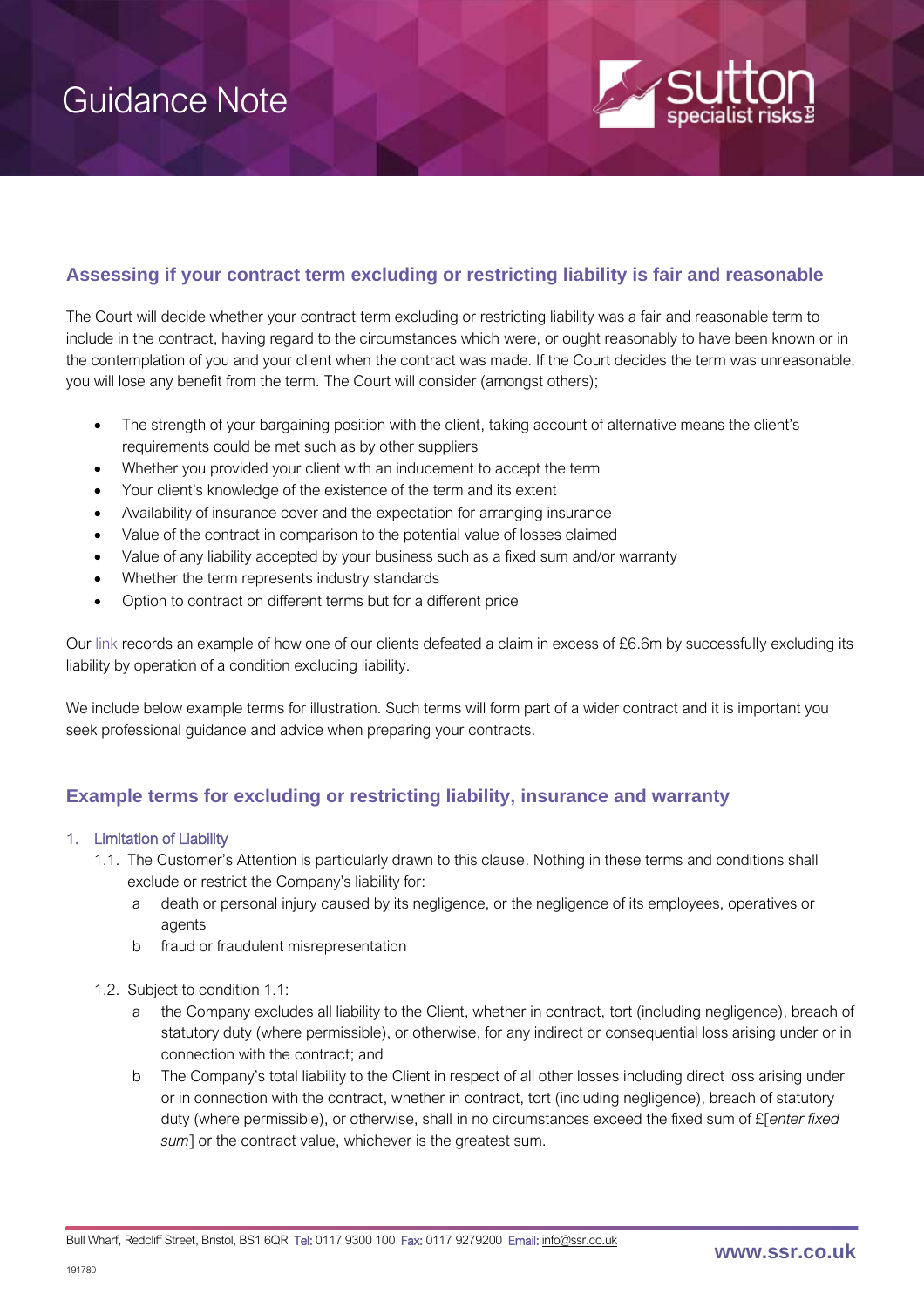## Assessing if your contract term excluding or restricting liability is fair and reasonable

The Court will decide whether your contract term excluding or restricting liability was a fair and reasonable term to include in the contract, having regard to the circumstances which were, or ought reasonably to have been known or in the contemplation of you and your client when the contract was made. If the Court decides the term was unreasonable, you will lose any benefit from the term. The Court will consider (amongst others);

- The strength of your bargaining position with the client, taking account of alternative means the client's requirements could be met such as by other suppliers
- Whether you provided your client with an inducement to accept the term
- Your client's knowledge of the existence of the term and its extent
- Availability of insurance cover and the expectation for arranging insurance
- Value of the contract in comparison to the potential value of losses claimed
- Value of any liability accepted by your business such as a fixed sum and/or warranty
- Whether the term represents industry standards
- Option to contract on different terms but for a different price

Our link records an example of how one of our clients defeated a claim in excess of £6.6m by successfully excluding its liability by operation of a condition excluding liability.

We include below example terms for illustration. Such terms will form part of a wider contract and it is important you seek professional guidance and advice when preparing your contracts.

## Example terms for excluding or restricting liability, insurance and warranty

### 1. Limitation of Liability

1.1. The Customer's Attention is particularly drawn to this clause. Nothing in these terms and conditions shall exclude or restrict the Company's liability for:

   a death or personal injury caused by its negligence, or the negligence of its employees, operatives or agents

   b fraud or fraudulent misrepresentation

1.2. Subject to condition 1.1:

   a the Company excludes all liability to the Client, whether in contract, tort (including negligence), breach of statutory duty (where permissible), or otherwise, for any indirect or consequential loss arising under or in connection with the contract; and

   b The Company's total liability to the Client in respect of all other losses including direct loss arising under or in connection with the contract, whether in contract, tort (including negligence), breach of statutory duty (where permissible), or otherwise, shall in no circumstances exceed the fixed sum of £[*enter fixed sum*] or the contract value, whichever is the greatest sum.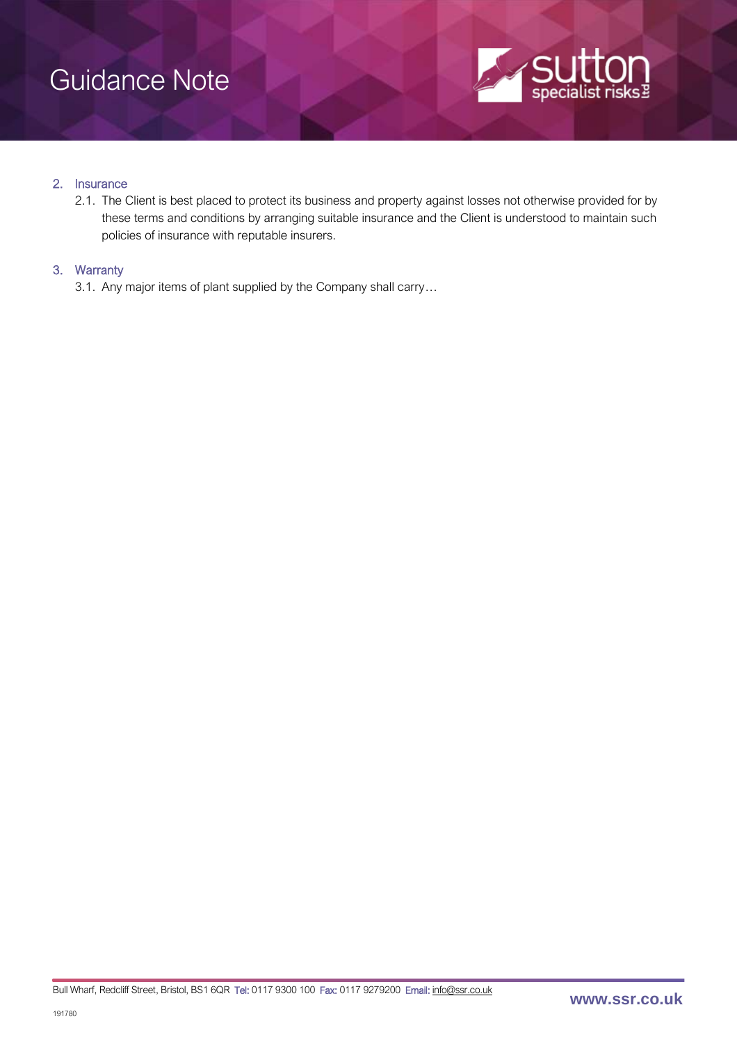## 2. Insurance

2.1. The Client is best placed to protect its business and property against losses not otherwise provided for by these terms and conditions by arranging suitable insurance and the Client is understood to maintain such policies of insurance with reputable insurers.

## 3. Warranty

3.1. Any major items of plant supplied by the Company shall carry…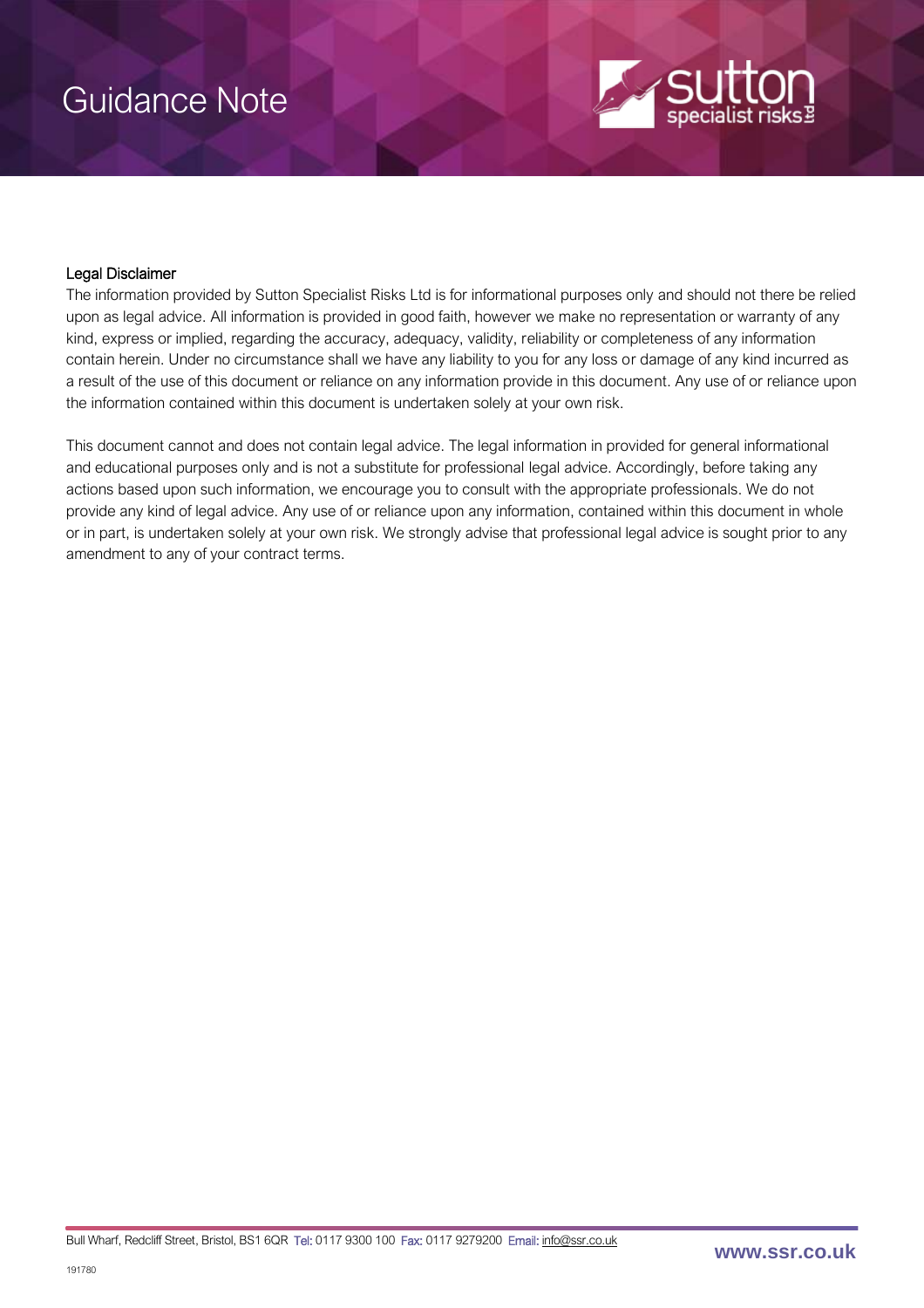## Legal Disclaimer

The information provided by Sutton Specialist Risks Ltd is for informational purposes only and should not there be relied upon as legal advice. All information is provided in good faith, however we make no representation or warranty of any kind, express or implied, regarding the accuracy, adequacy, validity, reliability or completeness of any information contain herein. Under no circumstance shall we have any liability to you for any loss or damage of any kind incurred as a result of the use of this document or reliance on any information provide in this document. Any use of or reliance upon the information contained within this document is undertaken solely at your own risk.

This document cannot and does not contain legal advice. The legal information in provided for general informational and educational purposes only and is not a substitute for professional legal advice. Accordingly, before taking any actions based upon such information, we encourage you to consult with the appropriate professionals. We do not provide any kind of legal advice. Any use of or reliance upon any information, contained within this document in whole or in part, is undertaken solely at your own risk. We strongly advise that professional legal advice is sought prior to any amendment to any of your contract terms.